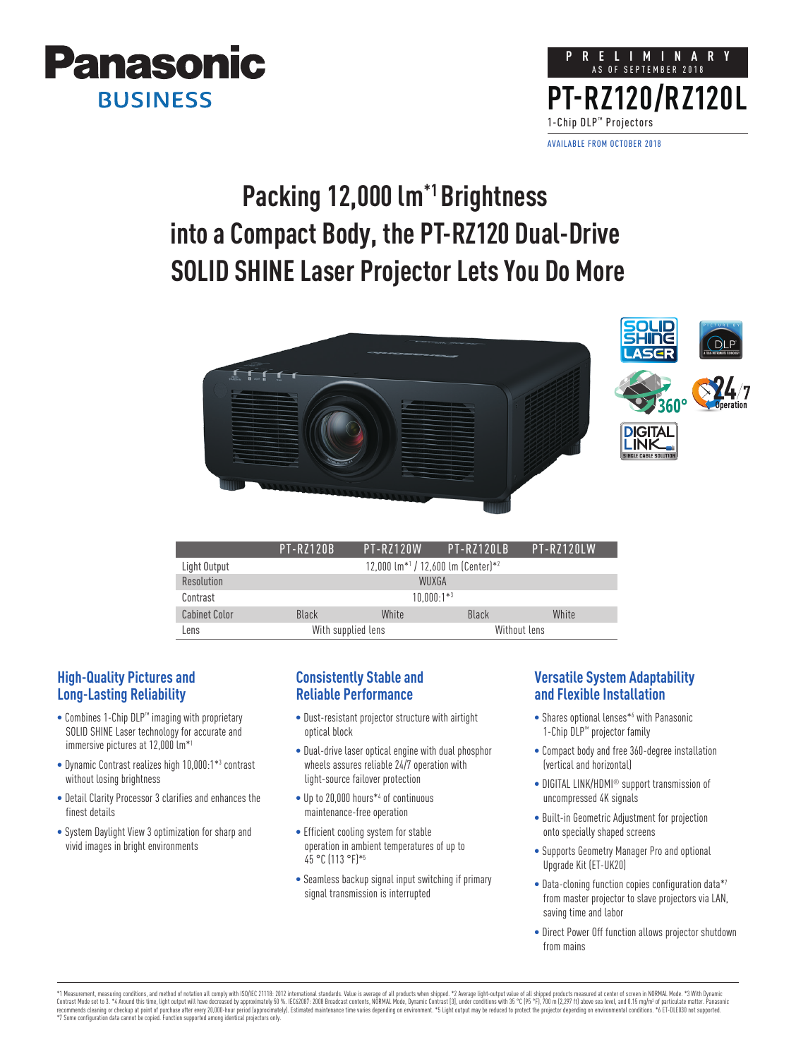Panasonic BUSINESS

PRELIMINARY
AS OF SEPTEMBER 2018

# PT-RZ120/RZ120L

1-Chip DLP™ Projectors

AVAILABLE FROM OCTOBER 2018

## Packing 12,000 lm[*1] Brightness into a Compact Body, the PT-RZ120 Dual-Drive SOLID SHINE Laser Projector Lets You Do More

| | PT-RZ120B | PT-RZ120W | PT-RZ120LB | PT-RZ120LW |
|---|---|---|---|---|
| Light Output | 12,000 lm[*1] / 12,600 lm (Center)[*2] | | | |
| Resolution | WUXGA | | | |
| Contrast | 10,000:1[*3] | | | |
| Cabinet Color | Black | White | Black | White |
| Lens | With supplied lens | | Without lens | |

### High-Quality Pictures and Long-Lasting Reliability

- Combines 1-Chip DLP™ imaging with proprietary SOLID SHINE Laser technology for accurate and immersive pictures at 12,000 lm[*1]
- Dynamic Contrast realizes high 10,000:1[*3] contrast without losing brightness
- Detail Clarity Processor 3 clarifies and enhances the finest details
- System Daylight View 3 optimization for sharp and vivid images in bright environments

### Consistently Stable and Reliable Performance

- Dust-resistant projector structure with airtight optical block
- Dual-drive laser optical engine with dual phosphor wheels assures reliable 24/7 operation with light-source failover protection
- Up to 20,000 hours[*4] of continuous maintenance-free operation
- Efficient cooling system for stable operation in ambient temperatures of up to 45 °C (113 °F)[*5]
- Seamless backup signal input switching if primary signal transmission is interrupted

### Versatile System Adaptability and Flexible Installation

- Shares optional lenses[*6] with Panasonic 1-Chip DLP™ projector family
- Compact body and free 360-degree installation (vertical and horizontal)
- DIGITAL LINK/HDMI® support transmission of uncompressed 4K signals
- Built-in Geometric Adjustment for projection onto specially shaped screens
- Supports Geometry Manager Pro and optional Upgrade Kit (ET-UK20)
- Data-cloning function copies configuration data[*7] from master projector to slave projectors via LAN, saving time and labor
- Direct Power Off function allows projector shutdown from mains

*1 Measurement, measuring conditions, and method of notation all comply with ISO/IEC 21118: 2012 international standards. Value is average of all products when shipped. *2 Average light-output value of all shipped products measured at center of screen in NORMAL Mode. *3 With Dynamic Contrast Mode set to 3. *4 Around this time, light output will have decreased by approximately 50 %. IEC62087: 2008 Broadcast contents, NORMAL Mode, Dynamic Contrast [3], under conditions with 35 °C (95 °F), 700 m (2,297 ft) above sea level, and 0.15 mg/m³ of particulate matter. Panasonic recommends cleaning or checkup at point of purchase after every 20,000-hour period (approximately). Estimated maintenance time varies depending on environment. *5 Light output may be reduced to protect the projector depending on environmental conditions. *6 ET-DLE030 not supported. *7 Some configuration data cannot be copied. Function supported among identical projectors only.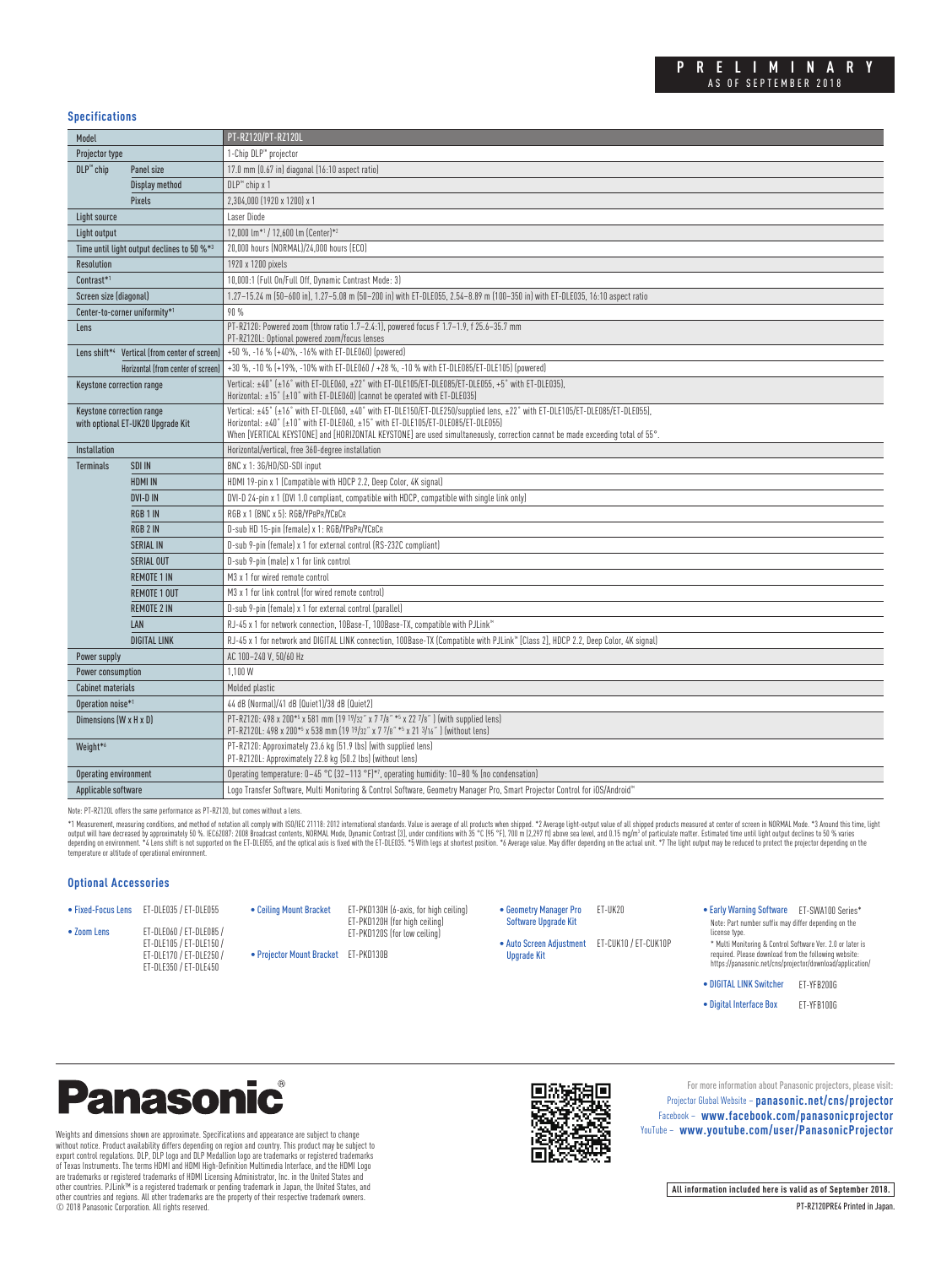PRELIMINARY
AS OF SEPTEMBER 2018

## Specifications

| Model | | PT-RZ120/PT-RZ120L |
|---|---|---|
| Projector type | | 1-Chip DLP™ projector |
| DLP™ chip | Panel size | 17.0 mm (0.67 in) diagonal (16:10 aspect ratio) |
| | Display method | DLP™ chip x 1 |
| | Pixels | 2,304,000 (1920 x 1200) x 1 |
| Light source | | Laser Diode |
| Light output | | 12,000 lm*1 / 12,600 lm (Center)*2 |
| Time until light output declines to 50 %*3 | | 20,000 hours (NORMAL)/24,000 hours (ECO) |
| Resolution | | 1920 x 1200 pixels |
| Contrast*1 | | 10,000:1 (Full On/Full Off, Dynamic Contrast Mode: 3) |
| Screen size (diagonal) | | 1.27–15.24 m (50–600 in), 1.27–5.08 m (50–200 in) with ET-DLE055, 2.54–8.89 m (100–350 in) with ET-DLE035, 16:10 aspect ratio |
| Center-to-corner uniformity*1 | | 90 % |
| Lens | | PT-RZ120: Powered zoom (throw ratio 1.7–2.4:1), powered focus F 1.7–1.9, f 25.6–35.7 mm<br>PT-RZ120L: Optional powered zoom/focus lenses |
| Lens shift*4 | Vertical (from center of screen) | +50 %, -16 % (+40%, -16% with ET-DLE060) (powered) |
| | Horizontal (from center of screen) | +30 %, -10 % (+19%, -10% with ET-DLE060 / +28 %, -10 % with ET-DLE085/ET-DLE105) (powered) |
| Keystone correction range | | Vertical: ±40° (±16° with ET-DLE060, ±22° with ET-DLE105/ET-DLE085/ET-DLE055, +5° with ET-DLE035),<br>Horizontal: ±15° (±10° with ET-DLE060) (cannot be operated with ET-DLE035) |
| Keystone correction range with optional ET-UK20 Upgrade Kit | | Vertical: ±45° (±16° with ET-DLE060, ±40° with ET-DLE150/ET-DLE250/supplied lens, ±22° with ET-DLE105/ET-DLE085/ET-DLE055),<br>Horizontal: ±40° (±10° with ET-DLE060, ±15° with ET-DLE105/ET-DLE085/ET-DLE055)<br>When [VERTICAL KEYSTONE] and [HORIZONTAL KEYSTONE] are used simultaneously, correction cannot be made exceeding total of 55°. |
| Installation | | Horizontal/vertical, free 360-degree installation |
| Terminals | SDI IN | BNC x 1: 3G/HD/SD-SDI input |
| | HDMI IN | HDMI 19-pin x 1 (Compatible with HDCP 2.2, Deep Color, 4K signal) |
| | DVI-D IN | DVI-D 24-pin x 1 (DVI 1.0 compliant, compatible with HDCP, compatible with single link only) |
| | RGB 1 IN | RGB x 1 (BNC x 5): RGB/YPBPR/YCBCR |
| | RGB 2 IN | D-sub HD 15-pin (female) x 1: RGB/YPBPR/YCBCR |
| | SERIAL IN | D-sub 9-pin (female) x 1 for external control (RS-232C compliant) |
| | SERIAL OUT | D-sub 9-pin (male) x 1 for link control |
| | REMOTE 1 IN | M3 x 1 for wired remote control |
| | REMOTE 1 OUT | M3 x 1 for link control (for wired remote control) |
| | REMOTE 2 IN | D-sub 9-pin (female) x 1 for external control (parallel) |
| | LAN | RJ-45 x 1 for network connection, 10Base-T, 100Base-TX, compatible with PJLink™ |
| | DIGITAL LINK | RJ-45 x 1 for network and DIGITAL LINK connection, 100Base-TX (Compatible with PJLink™ (Class 2), HDCP 2.2, Deep Color, 4K signal) |
| Power supply | | AC 100–240 V, 50/60 Hz |
| Power consumption | | 1,100 W |
| Cabinet materials | | Molded plastic |
| Operation noise*1 | | 44 dB (Normal)/41 dB (Quiet1)/38 dB (Quiet2) |
| Dimensions (W x H x D) | | PT-RZ120: 498 x 200*5 x 581 mm (19 19/32" x 7 7/8" *5 x 22 7/8") (with supplied lens)<br>PT-RZ120L: 498 x 200*5 x 538 mm (19 19/32" x 7 7/8" *5 x 21 3/16") (without lens) |
| Weight*6 | | PT-RZ120: Approximately 23.6 kg (51.9 lbs) (with supplied lens)<br>PT-RZ120L: Approximately 22.8 kg (50.2 lbs) (without lens) |
| Operating environment | | Operating temperature: 0–45 °C (32–113 °F)*7, operating humidity: 10–80 % (no condensation) |
| Applicable software | | Logo Transfer Software, Multi Monitoring & Control Software, Geometry Manager Pro, Smart Projector Control for iOS/Android™ |

Note: PT-RZ120L offers the same performance as PT-RZ120, but comes without a lens.

*1 Measurement, measuring conditions, and method of notation all comply with ISO/IEC 21118: 2012 international standards. Value is average of all products when shipped. *2 Average light-output value of all shipped products measured at center of screen in NORMAL Mode. *3 Around this time, light output will have decreased by approximately 50 %. IEC62087: 2008 Broadcast contents, NORMAL Mode, Dynamic Contrast [3], under conditions with 35 °C (95 °F), 700 m (2,297 ft) above sea level, and 0.15 mg/m³ of particulate matter. Estimated time until light output declines to 50 % varies depending on environment. *4 Lens shift is not supported on the ET-DLE055, and the optical axis is fixed with the ET-DLE035. *5 With legs at shortest position. *6 Average value. May differ depending on the actual unit. *7 The light output may be reduced to protect the projector depending on the temperature or altitude of operational environment.

## Optional Accessories

- Fixed-Focus Lens: ET-DLE035 / ET-DLE055
- Zoom Lens: ET-DLE060 / ET-DLE085 / ET-DLE105 / ET-DLE150 / ET-DLE170 / ET-DLE250 / ET-DLE350 / ET-DLE450
- Ceiling Mount Bracket: ET-PKD130H (6-axis, for high ceiling) ET-PKD120H (for high ceiling) ET-PKD120S (for low ceiling)
- Projector Mount Bracket: ET-PKD130B
- Geometry Manager Pro Software Upgrade Kit: ET-UK20
- Auto Screen Adjustment Upgrade Kit: ET-CUK10 / ET-CUK10P
- Early Warning Software: ET-SWA100 Series*
  Note: Part number suffix may differ depending on the license type.
  * Multi Monitoring & Control Software Ver. 2.0 or later is required. Please download from the following website: https://panasonic.net/cns/projector/download/application/
- DIGITAL LINK Switcher: ET-YFB200G
- Digital Interface Box: ET-YFB100G

Panasonic

Weights and dimensions shown are approximate. Specifications and appearance are subject to change without notice. Product availability differs depending on region and country. This product may be subject to export control regulations. DLP, DLP logo and DLP Medallion logo are trademarks or registered trademarks of Texas Instruments. The terms HDMI and HDMI High-Definition Multimedia Interface, and the HDMI Logo are trademarks or registered trademarks of HDMI Licensing Administrator, Inc. in the United States and other countries. PJLink™ is a registered trademark or pending trademark in Japan, the United States, and other countries and regions. All other trademarks are the property of their respective trademark owners.
© 2018 Panasonic Corporation. All rights reserved.

For more information about Panasonic projectors, please visit:
Projector Global Website – **panasonic.net/cns/projector**
Facebook – **www.facebook.com/panasonicprojector**
YouTube – **www.youtube.com/user/PanasonicProjector**

**All information included here is valid as of September 2018.**

PT-RZ120PRE4 Printed in Japan.